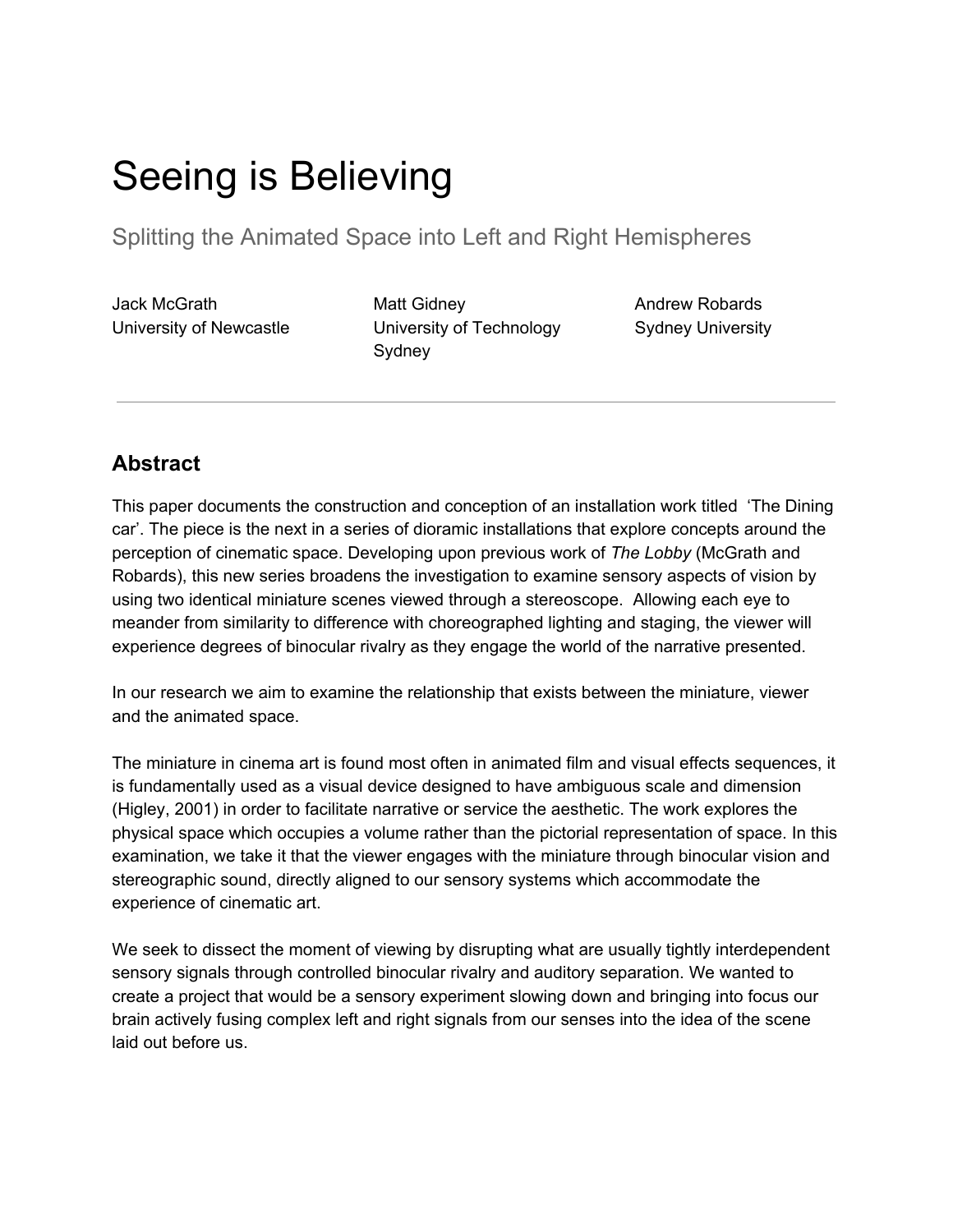# Seeing is Believing

## Splitting the Animated Space into Left and Right Hemispheres

Jack McGrath
University of Newcastle

Matt Gidney
University of Technology Sydney

Andrew Robards
Sydney University

---

## Abstract

This paper documents the construction and conception of an installation work titled 'The Dining car'. The piece is the next in a series of dioramic installations that explore concepts around the perception of cinematic space. Developing upon previous work of *The Lobby* (McGrath and Robards), this new series broadens the investigation to examine sensory aspects of vision by using two identical miniature scenes viewed through a stereoscope. Allowing each eye to meander from similarity to difference with choreographed lighting and staging, the viewer will experience degrees of binocular rivalry as they engage the world of the narrative presented.

In our research we aim to examine the relationship that exists between the miniature, viewer and the animated space.

The miniature in cinema art is found most often in animated film and visual effects sequences, it is fundamentally used as a visual device designed to have ambiguous scale and dimension (Higley, 2001) in order to facilitate narrative or service the aesthetic. The work explores the physical space which occupies a volume rather than the pictorial representation of space. In this examination, we take it that the viewer engages with the miniature through binocular vision and stereographic sound, directly aligned to our sensory systems which accommodate the experience of cinematic art.

We seek to dissect the moment of viewing by disrupting what are usually tightly interdependent sensory signals through controlled binocular rivalry and auditory separation. We wanted to create a project that would be a sensory experiment slowing down and bringing into focus our brain actively fusing complex left and right signals from our senses into the idea of the scene laid out before us.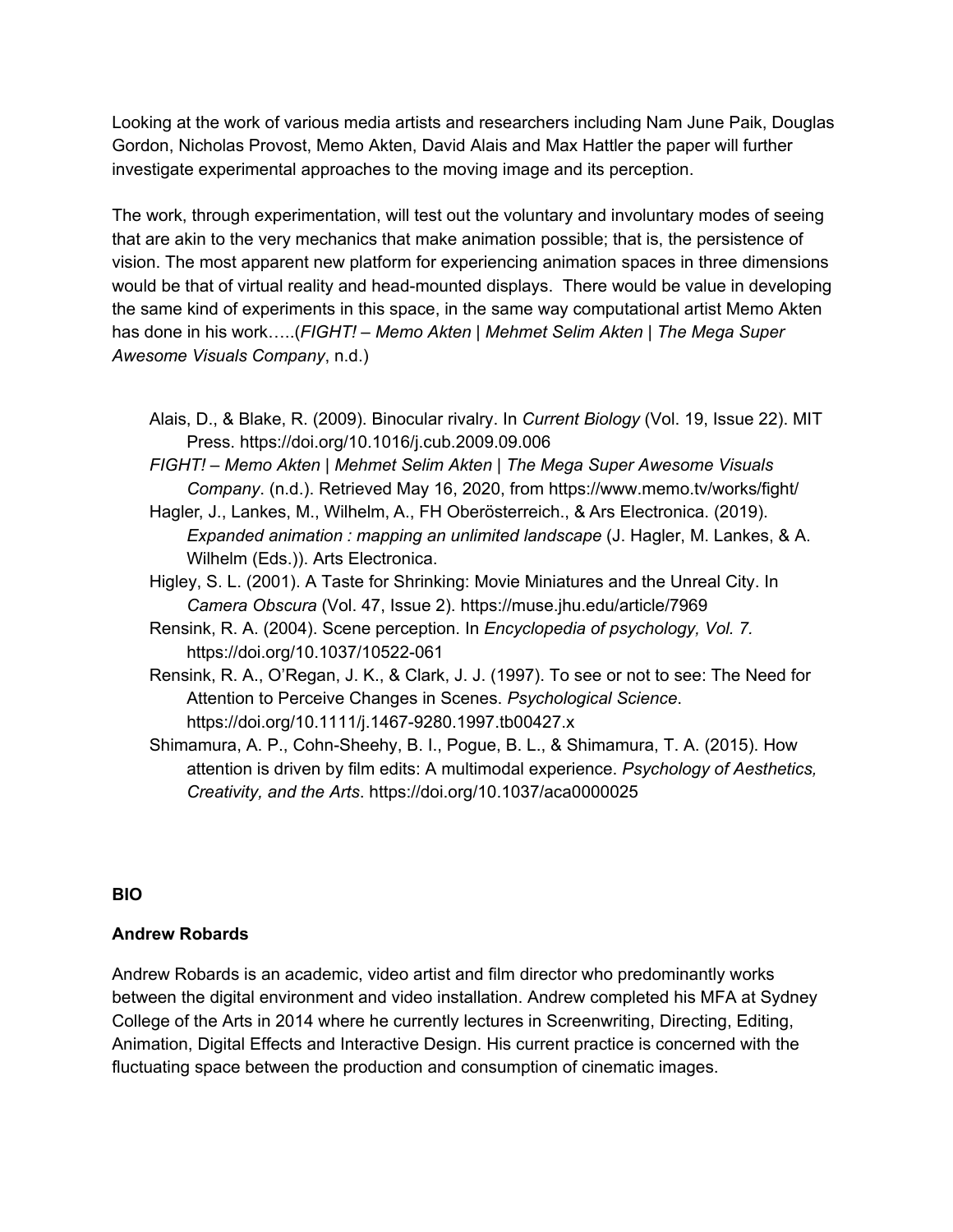Looking at the work of various media artists and researchers including Nam June Paik, Douglas Gordon, Nicholas Provost, Memo Akten, David Alais and Max Hattler the paper will further investigate experimental approaches to the moving image and its perception.

The work, through experimentation, will test out the voluntary and involuntary modes of seeing that are akin to the very mechanics that make animation possible; that is, the persistence of vision. The most apparent new platform for experiencing animation spaces in three dimensions would be that of virtual reality and head-mounted displays. There would be value in developing the same kind of experiments in this space, in the same way computational artist Memo Akten has done in his work…..(*FIGHT! – Memo Akten | Mehmet Selim Akten | The Mega Super Awesome Visuals Company*, n.d.)

Alais, D., & Blake, R. (2009). Binocular rivalry. In *Current Biology* (Vol. 19, Issue 22). MIT Press. https://doi.org/10.1016/j.cub.2009.09.006

*FIGHT! – Memo Akten | Mehmet Selim Akten | The Mega Super Awesome Visuals Company*. (n.d.). Retrieved May 16, 2020, from https://www.memo.tv/works/fight/

Hagler, J., Lankes, M., Wilhelm, A., FH Oberösterreich., & Ars Electronica. (2019). *Expanded animation : mapping an unlimited landscape* (J. Hagler, M. Lankes, & A. Wilhelm (Eds.)). Arts Electronica.

Higley, S. L. (2001). A Taste for Shrinking: Movie Miniatures and the Unreal City. In *Camera Obscura* (Vol. 47, Issue 2). https://muse.jhu.edu/article/7969

Rensink, R. A. (2004). Scene perception. In *Encyclopedia of psychology, Vol. 7.* https://doi.org/10.1037/10522-061

Rensink, R. A., O'Regan, J. K., & Clark, J. J. (1997). To see or not to see: The Need for Attention to Perceive Changes in Scenes. *Psychological Science*. https://doi.org/10.1111/j.1467-9280.1997.tb00427.x

Shimamura, A. P., Cohn-Sheehy, B. I., Pogue, B. L., & Shimamura, T. A. (2015). How attention is driven by film edits: A multimodal experience. *Psychology of Aesthetics, Creativity, and the Arts*. https://doi.org/10.1037/aca0000025

**BIO**

**Andrew Robards**

Andrew Robards is an academic, video artist and film director who predominantly works between the digital environment and video installation. Andrew completed his MFA at Sydney College of the Arts in 2014 where he currently lectures in Screenwriting, Directing, Editing, Animation, Digital Effects and Interactive Design. His current practice is concerned with the fluctuating space between the production and consumption of cinematic images.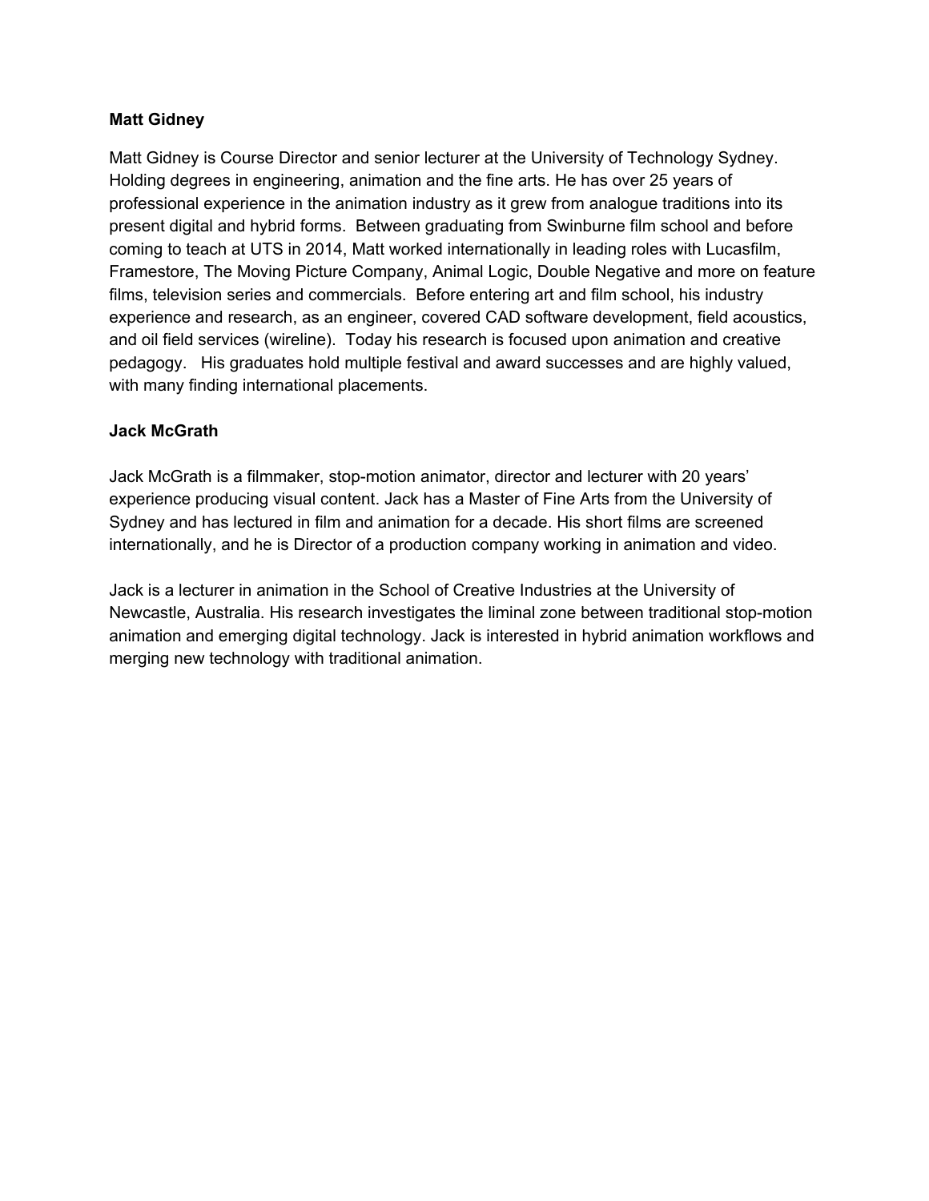**Matt Gidney**

Matt Gidney is Course Director and senior lecturer at the University of Technology Sydney. Holding degrees in engineering, animation and the fine arts. He has over 25 years of professional experience in the animation industry as it grew from analogue traditions into its present digital and hybrid forms. Between graduating from Swinburne film school and before coming to teach at UTS in 2014, Matt worked internationally in leading roles with Lucasfilm, Framestore, The Moving Picture Company, Animal Logic, Double Negative and more on feature films, television series and commercials. Before entering art and film school, his industry experience and research, as an engineer, covered CAD software development, field acoustics, and oil field services (wireline). Today his research is focused upon animation and creative pedagogy. His graduates hold multiple festival and award successes and are highly valued, with many finding international placements.

**Jack McGrath**

Jack McGrath is a filmmaker, stop-motion animator, director and lecturer with 20 years' experience producing visual content. Jack has a Master of Fine Arts from the University of Sydney and has lectured in film and animation for a decade. His short films are screened internationally, and he is Director of a production company working in animation and video.

Jack is a lecturer in animation in the School of Creative Industries at the University of Newcastle, Australia. His research investigates the liminal zone between traditional stop-motion animation and emerging digital technology. Jack is interested in hybrid animation workflows and merging new technology with traditional animation.